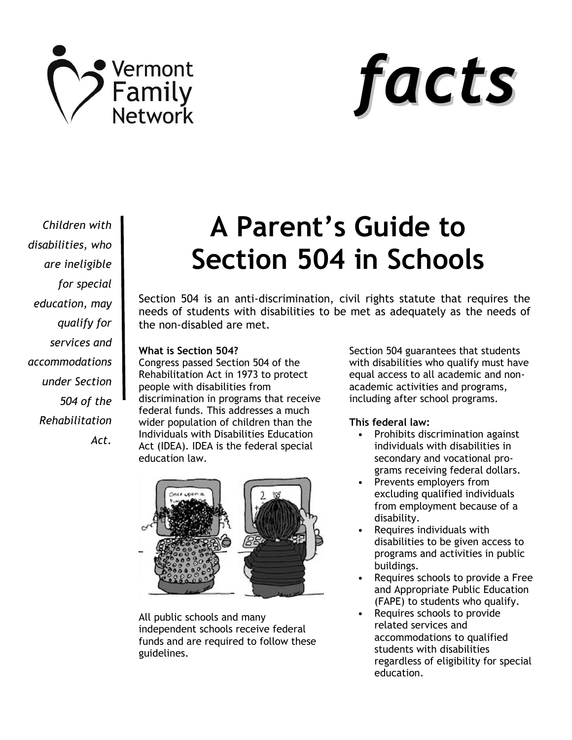Vermont Family Network

*facts*

*Children with disabilities, who are ineligible for special education, may qualify for services and accommodations under Section 504 of the Rehabilitation Act.*

# A Parent's Guide to Section 504 in Schools

Section 504 is an anti-discrimination, civil rights statute that requires the needs of students with disabilities to be met as adequately as the needs of the non-disabled are met.

**What is Section 504?**
Congress passed Section 504 of the Rehabilitation Act in 1973 to protect people with disabilities from discrimination in programs that receive federal funds. This addresses a much wider population of children than the Individuals with Disabilities Education Act (IDEA). IDEA is the federal special education law.

All public schools and many independent schools receive federal funds and are required to follow these guidelines.

Section 504 guarantees that students with disabilities who qualify must have equal access to all academic and non-academic activities and programs, including after school programs.

**This federal law:**

- Prohibits discrimination against individuals with disabilities in secondary and vocational programs receiving federal dollars.
- Prevents employers from excluding qualified individuals from employment because of a disability.
- Requires individuals with disabilities to be given access to programs and activities in public buildings.
- Requires schools to provide a Free and Appropriate Public Education (FAPE) to students who qualify.
- Requires schools to provide related services and accommodations to qualified students with disabilities regardless of eligibility for special education.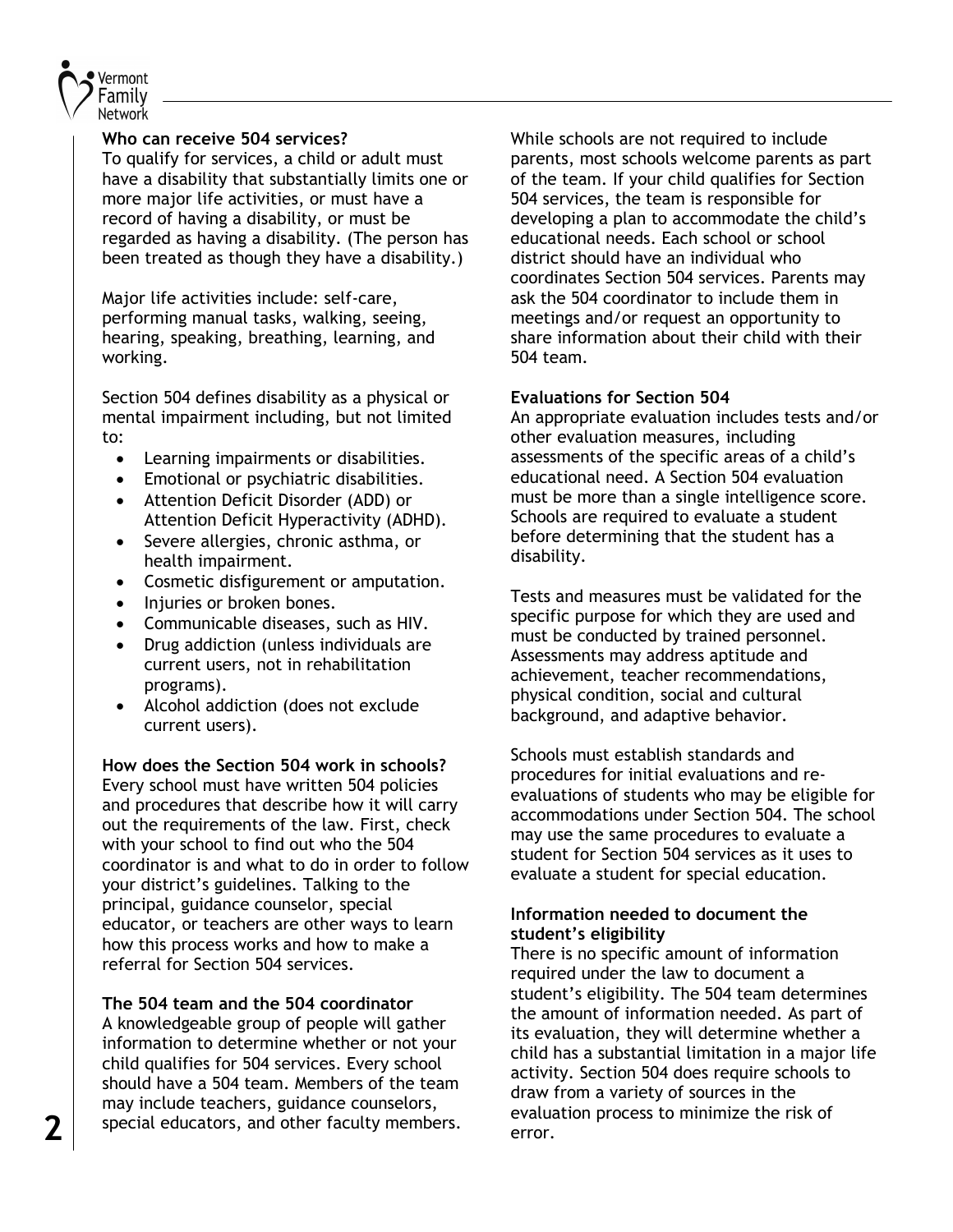### Who can receive 504 services?

To qualify for services, a child or adult must have a disability that substantially limits one or more major life activities, or must have a record of having a disability, or must be regarded as having a disability. (The person has been treated as though they have a disability.)

Major life activities include: self-care, performing manual tasks, walking, seeing, hearing, speaking, breathing, learning, and working.

Section 504 defines disability as a physical or mental impairment including, but not limited to:

- Learning impairments or disabilities.
- Emotional or psychiatric disabilities.
- Attention Deficit Disorder (ADD) or Attention Deficit Hyperactivity (ADHD).
- Severe allergies, chronic asthma, or health impairment.
- Cosmetic disfigurement or amputation.
- Injuries or broken bones.
- Communicable diseases, such as HIV.
- Drug addiction (unless individuals are current users, not in rehabilitation programs).
- Alcohol addiction (does not exclude current users).

### How does the Section 504 work in schools?

Every school must have written 504 policies and procedures that describe how it will carry out the requirements of the law. First, check with your school to find out who the 504 coordinator is and what to do in order to follow your district's guidelines. Talking to the principal, guidance counselor, special educator, or teachers are other ways to learn how this process works and how to make a referral for Section 504 services.

### The 504 team and the 504 coordinator

A knowledgeable group of people will gather information to determine whether or not your child qualifies for 504 services. Every school should have a 504 team. Members of the team may include teachers, guidance counselors, special educators, and other faculty members. While schools are not required to include parents, most schools welcome parents as part of the team. If your child qualifies for Section 504 services, the team is responsible for developing a plan to accommodate the child's educational needs. Each school or school district should have an individual who coordinates Section 504 services. Parents may ask the 504 coordinator to include them in meetings and/or request an opportunity to share information about their child with their 504 team.

### Evaluations for Section 504

An appropriate evaluation includes tests and/or other evaluation measures, including assessments of the specific areas of a child's educational need. A Section 504 evaluation must be more than a single intelligence score. Schools are required to evaluate a student before determining that the student has a disability.

Tests and measures must be validated for the specific purpose for which they are used and must be conducted by trained personnel. Assessments may address aptitude and achievement, teacher recommendations, physical condition, social and cultural background, and adaptive behavior.

Schools must establish standards and procedures for initial evaluations and re-evaluations of students who may be eligible for accommodations under Section 504. The school may use the same procedures to evaluate a student for Section 504 services as it uses to evaluate a student for special education.

### Information needed to document the student's eligibility

There is no specific amount of information required under the law to document a student's eligibility. The 504 team determines the amount of information needed. As part of its evaluation, they will determine whether a child has a substantial limitation in a major life activity. Section 504 does require schools to draw from a variety of sources in the evaluation process to minimize the risk of error.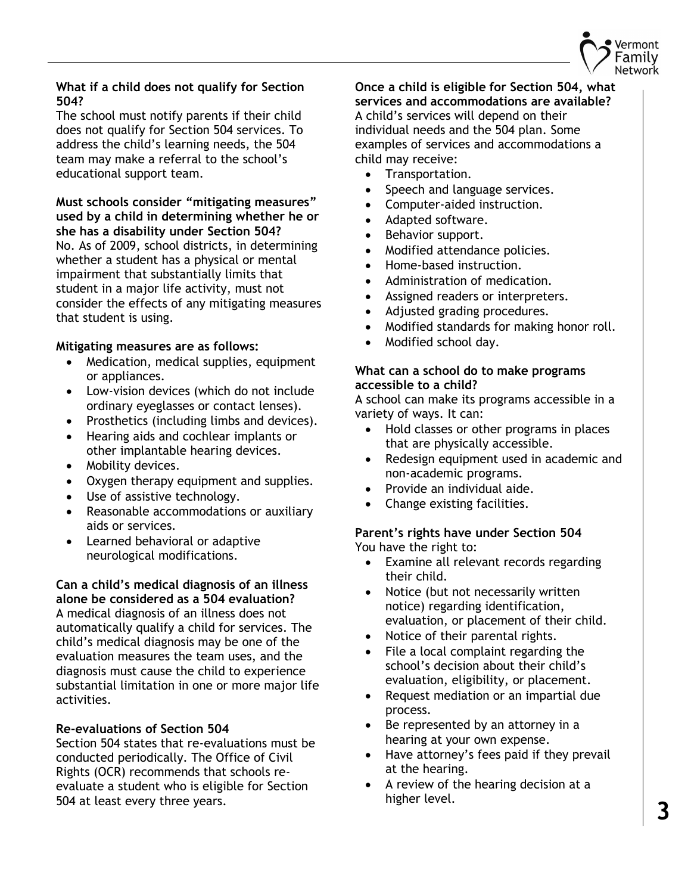**What if a child does not qualify for Section 504?**

The school must notify parents if their child does not qualify for Section 504 services. To address the child's learning needs, the 504 team may make a referral to the school's educational support team.

**Must schools consider "mitigating measures" used by a child in determining whether he or she has a disability under Section 504?**

No. As of 2009, school districts, in determining whether a student has a physical or mental impairment that substantially limits that student in a major life activity, must not consider the effects of any mitigating measures that student is using.

**Mitigating measures are as follows:**

- Medication, medical supplies, equipment or appliances.
- Low-vision devices (which do not include ordinary eyeglasses or contact lenses).
- Prosthetics (including limbs and devices).
- Hearing aids and cochlear implants or other implantable hearing devices.
- Mobility devices.
- Oxygen therapy equipment and supplies.
- Use of assistive technology.
- Reasonable accommodations or auxiliary aids or services.
- Learned behavioral or adaptive neurological modifications.

**Can a child's medical diagnosis of an illness alone be considered as a 504 evaluation?**

A medical diagnosis of an illness does not automatically qualify a child for services. The child's medical diagnosis may be one of the evaluation measures the team uses, and the diagnosis must cause the child to experience substantial limitation in one or more major life activities.

**Re-evaluations of Section 504**

Section 504 states that re-evaluations must be conducted periodically. The Office of Civil Rights (OCR) recommends that schools re-evaluate a student who is eligible for Section 504 at least every three years.

**Once a child is eligible for Section 504, what services and accommodations are available?**

A child's services will depend on their individual needs and the 504 plan. Some examples of services and accommodations a child may receive:

- Transportation.
- Speech and language services.
- Computer-aided instruction.
- Adapted software.
- Behavior support.
- Modified attendance policies.
- Home-based instruction.
- Administration of medication.
- Assigned readers or interpreters.
- Adjusted grading procedures.
- Modified standards for making honor roll.
- Modified school day.

**What can a school do to make programs accessible to a child?**

A school can make its programs accessible in a variety of ways. It can:

- Hold classes or other programs in places that are physically accessible.
- Redesign equipment used in academic and non-academic programs.
- Provide an individual aide.
- Change existing facilities.

**Parent's rights have under Section 504**

You have the right to:

- Examine all relevant records regarding their child.
- Notice (but not necessarily written notice) regarding identification, evaluation, or placement of their child.
- Notice of their parental rights.
- File a local complaint regarding the school's decision about their child's evaluation, eligibility, or placement.
- Request mediation or an impartial due process.
- Be represented by an attorney in a hearing at your own expense.
- Have attorney's fees paid if they prevail at the hearing.
- A review of the hearing decision at a higher level.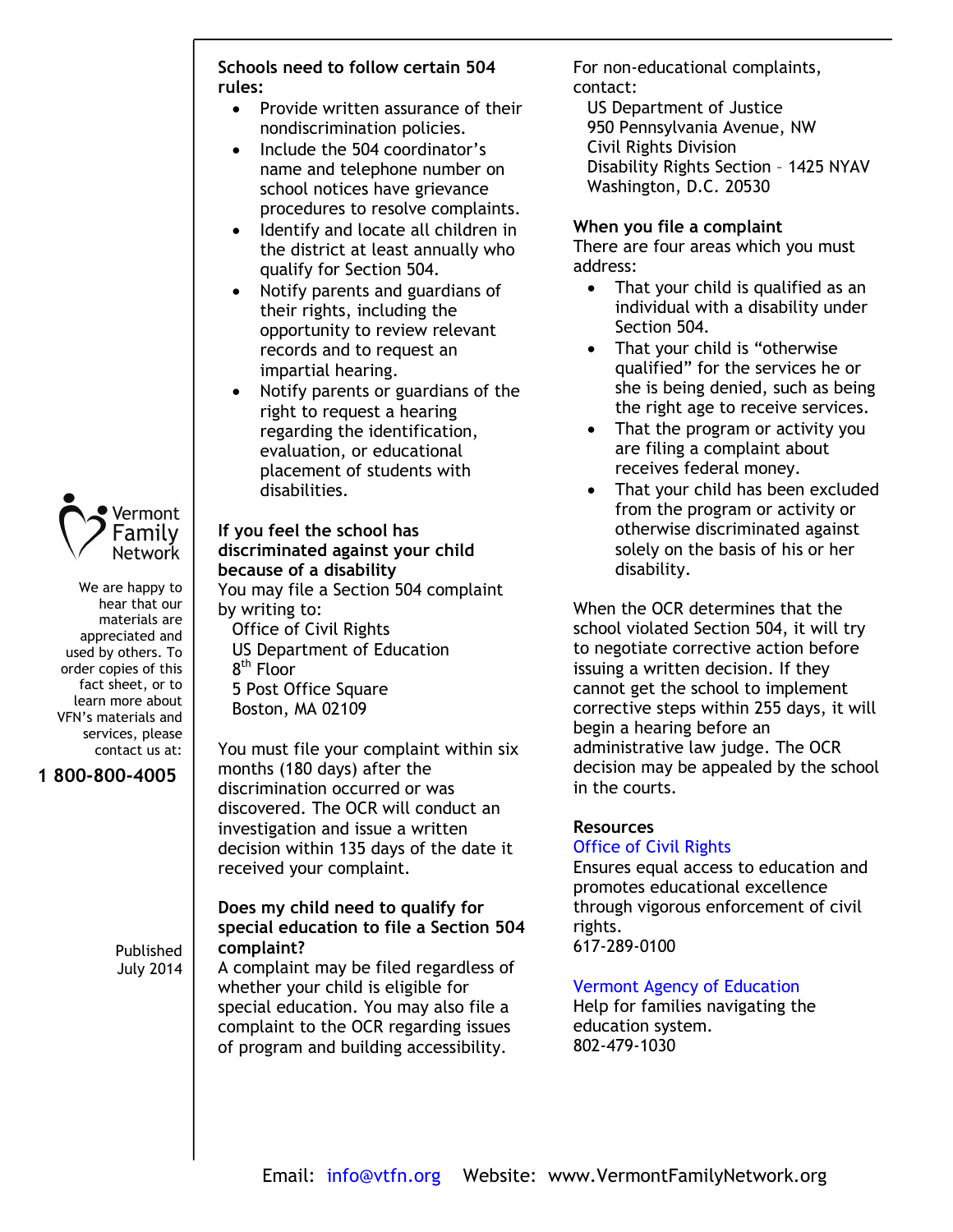Vermont Family Network

We are happy to hear that our materials are appreciated and used by others. To order copies of this fact sheet, or to learn more about VFN's materials and services, please contact us at:

**1 800-800-4005**

Published July 2014

**Schools need to follow certain 504 rules:**

- Provide written assurance of their nondiscrimination policies.
- Include the 504 coordinator's name and telephone number on school notices have grievance procedures to resolve complaints.
- Identify and locate all children in the district at least annually who qualify for Section 504.
- Notify parents and guardians of their rights, including the opportunity to review relevant records and to request an impartial hearing.
- Notify parents or guardians of the right to request a hearing regarding the identification, evaluation, or educational placement of students with disabilities.

**If you feel the school has discriminated against your child because of a disability**

You may file a Section 504 complaint by writing to:

Office of Civil Rights
US Department of Education
8th Floor
5 Post Office Square
Boston, MA 02109

You must file your complaint within six months (180 days) after the discrimination occurred or was discovered. The OCR will conduct an investigation and issue a written decision within 135 days of the date it received your complaint.

**Does my child need to qualify for special education to file a Section 504 complaint?**

A complaint may be filed regardless of whether your child is eligible for special education. You may also file a complaint to the OCR regarding issues of program and building accessibility.

For non-educational complaints, contact:

US Department of Justice
950 Pennsylvania Avenue, NW
Civil Rights Division
Disability Rights Section – 1425 NYAV
Washington, D.C. 20530

**When you file a complaint**

There are four areas which you must address:

- That your child is qualified as an individual with a disability under Section 504.
- That your child is "otherwise qualified" for the services he or she is being denied, such as being the right age to receive services.
- That the program or activity you are filing a complaint about receives federal money.
- That your child has been excluded from the program or activity or otherwise discriminated against solely on the basis of his or her disability.

When the OCR determines that the school violated Section 504, it will try to negotiate corrective action before issuing a written decision. If they cannot get the school to implement corrective steps within 255 days, it will begin a hearing before an administrative law judge. The OCR decision may be appealed by the school in the courts.

**Resources**

Office of Civil Rights
Ensures equal access to education and promotes educational excellence through vigorous enforcement of civil rights.
617-289-0100

Vermont Agency of Education
Help for families navigating the education system.
802-479-1030

Email: info@vtfn.org Website: www.VermontFamilyNetwork.org